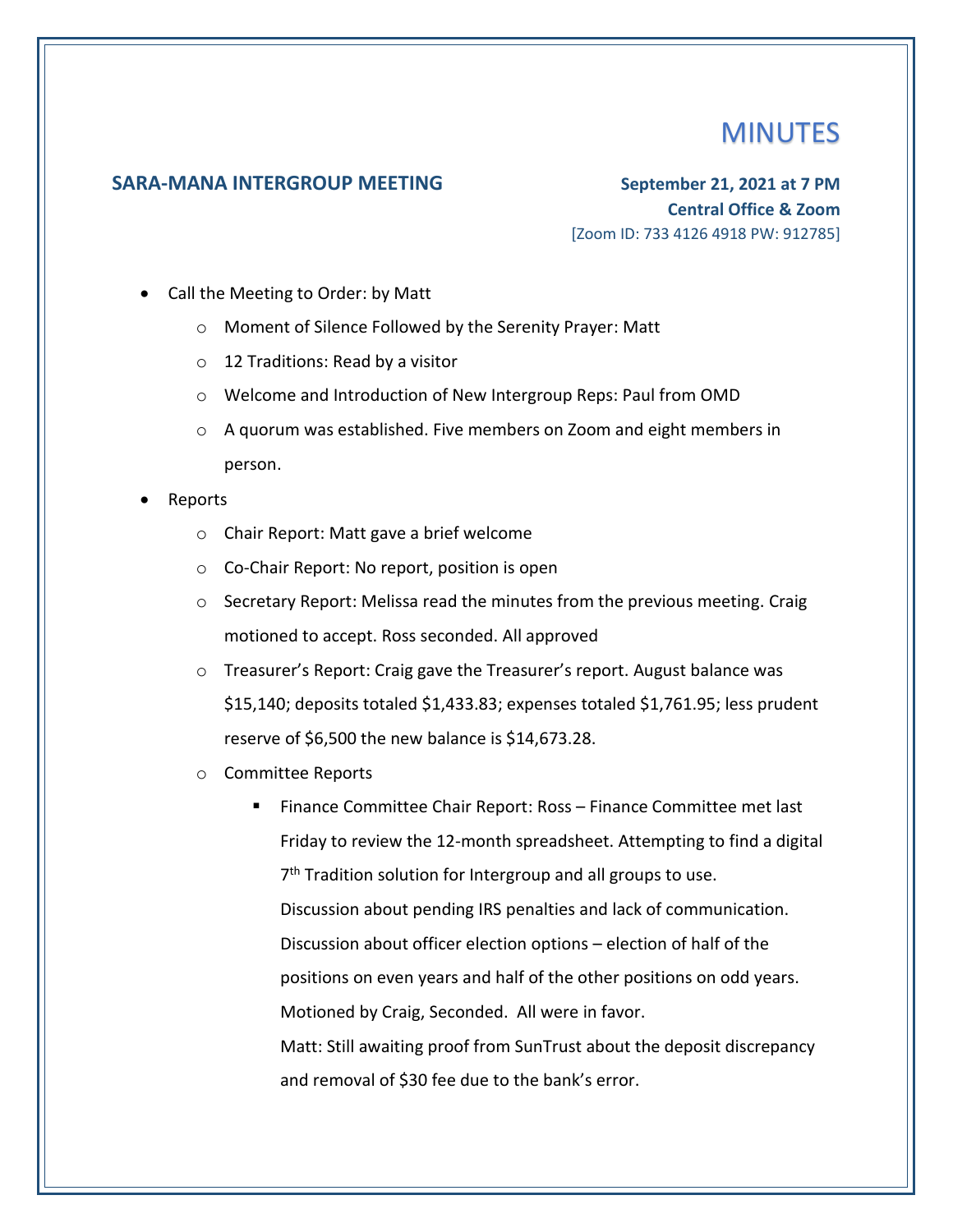# MINUTES

**SARA-MANA INTERGROUP MEETING**

**September 21, 2021 at 7 PM**
**Central Office & Zoom**
[Zoom ID: 733 4126 4918 PW: 912785]

- Call the Meeting to Order: by Matt
  - Moment of Silence Followed by the Serenity Prayer: Matt
  - 12 Traditions: Read by a visitor
  - Welcome and Introduction of New Intergroup Reps: Paul from OMD
  - A quorum was established. Five members on Zoom and eight members in person.
- Reports
  - Chair Report: Matt gave a brief welcome
  - Co-Chair Report: No report, position is open
  - Secretary Report: Melissa read the minutes from the previous meeting. Craig motioned to accept. Ross seconded. All approved
  - Treasurer's Report: Craig gave the Treasurer's report. August balance was $15,140; deposits totaled $1,433.83; expenses totaled $1,761.95; less prudent reserve of $6,500 the new balance is $14,673.28.
  - Committee Reports
    - Finance Committee Chair Report: Ross – Finance Committee met last Friday to review the 12-month spreadsheet. Attempting to find a digital 7th Tradition solution for Intergroup and all groups to use.
      Discussion about pending IRS penalties and lack of communication.
      Discussion about officer election options – election of half of the positions on even years and half of the other positions on odd years. Motioned by Craig, Seconded. All were in favor.
      Matt: Still awaiting proof from SunTrust about the deposit discrepancy and removal of $30 fee due to the bank's error.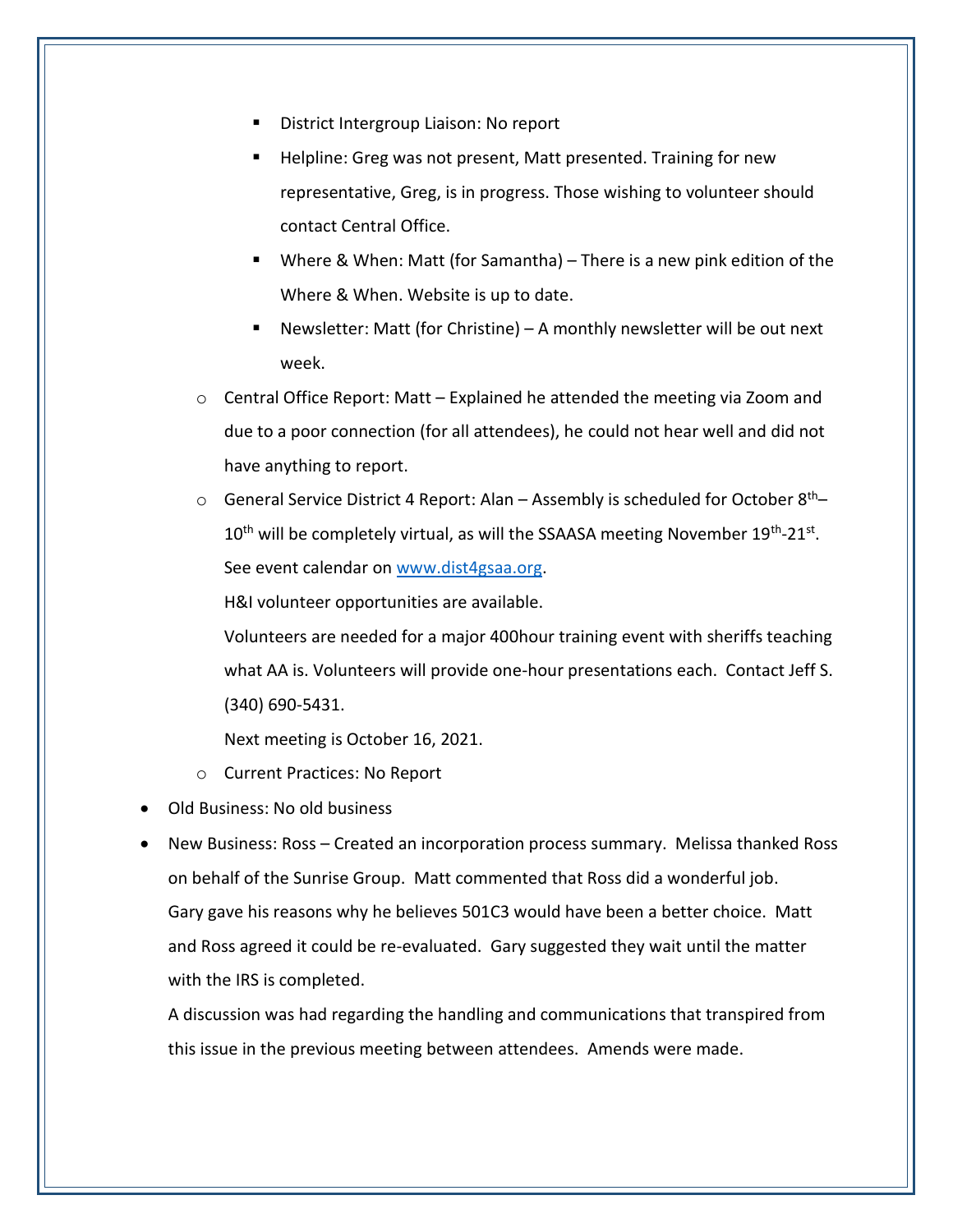- District Intergroup Liaison: No report
        - Helpline: Greg was not present, Matt presented. Training for new representative, Greg, is in progress. Those wishing to volunteer should contact Central Office.
        - Where & When: Matt (for Samantha) – There is a new pink edition of the Where & When. Website is up to date.
        - Newsletter: Matt (for Christine) – A monthly newsletter will be out next week.
    - Central Office Report: Matt – Explained he attended the meeting via Zoom and due to a poor connection (for all attendees), he could not hear well and did not have anything to report.
    - General Service District 4 Report: Alan – Assembly is scheduled for October 8th–10th will be completely virtual, as will the SSAASA meeting November 19th-21st. See event calendar on [www.dist4gsaa.org](www.dist4gsaa.org).

      H&I volunteer opportunities are available.

      Volunteers are needed for a major 400hour training event with sheriffs teaching what AA is. Volunteers will provide one-hour presentations each. Contact Jeff S. (340) 690-5431.

      Next meeting is October 16, 2021.
    - Current Practices: No Report
- Old Business: No old business
- New Business: Ross – Created an incorporation process summary. Melissa thanked Ross on behalf of the Sunrise Group. Matt commented that Ross did a wonderful job. Gary gave his reasons why he believes 501C3 would have been a better choice. Matt and Ross agreed it could be re-evaluated. Gary suggested they wait until the matter with the IRS is completed.

  A discussion was had regarding the handling and communications that transpired from this issue in the previous meeting between attendees. Amends were made.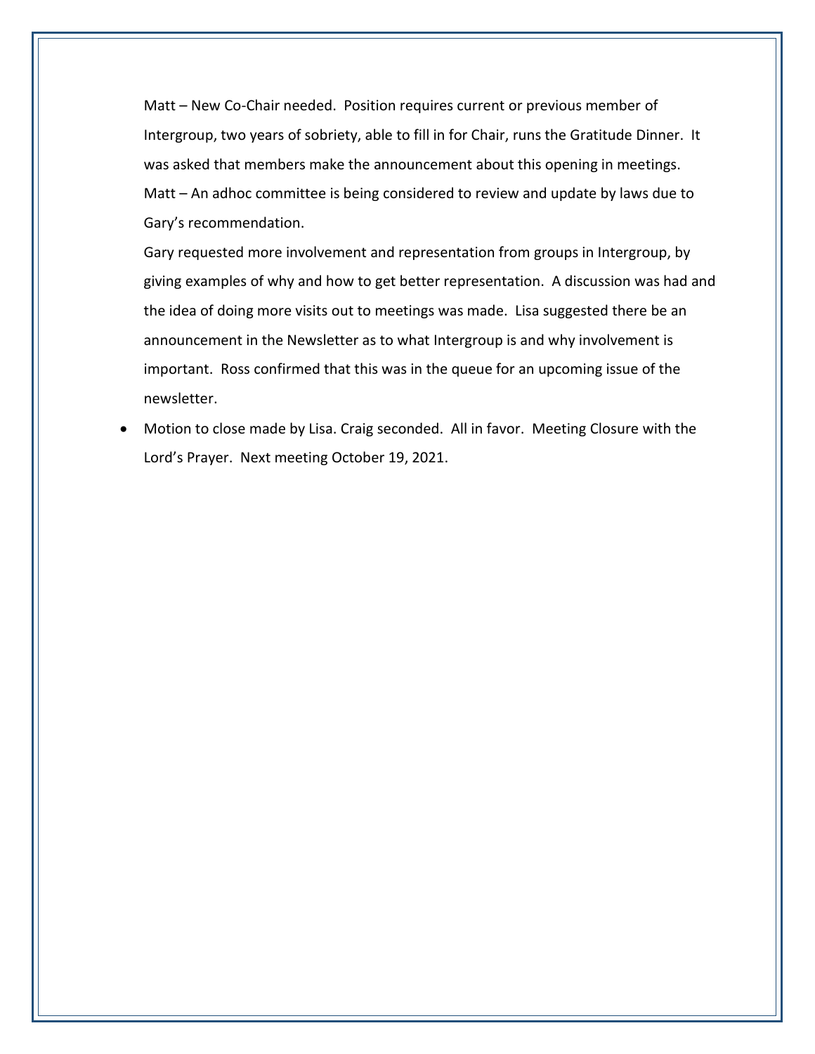Matt – New Co-Chair needed. Position requires current or previous member of Intergroup, two years of sobriety, able to fill in for Chair, runs the Gratitude Dinner. It was asked that members make the announcement about this opening in meetings.

Matt – An adhoc committee is being considered to review and update by laws due to Gary's recommendation.

Gary requested more involvement and representation from groups in Intergroup, by giving examples of why and how to get better representation. A discussion was had and the idea of doing more visits out to meetings was made. Lisa suggested there be an announcement in the Newsletter as to what Intergroup is and why involvement is important. Ross confirmed that this was in the queue for an upcoming issue of the newsletter.

- Motion to close made by Lisa. Craig seconded. All in favor. Meeting Closure with the Lord's Prayer. Next meeting October 19, 2021.